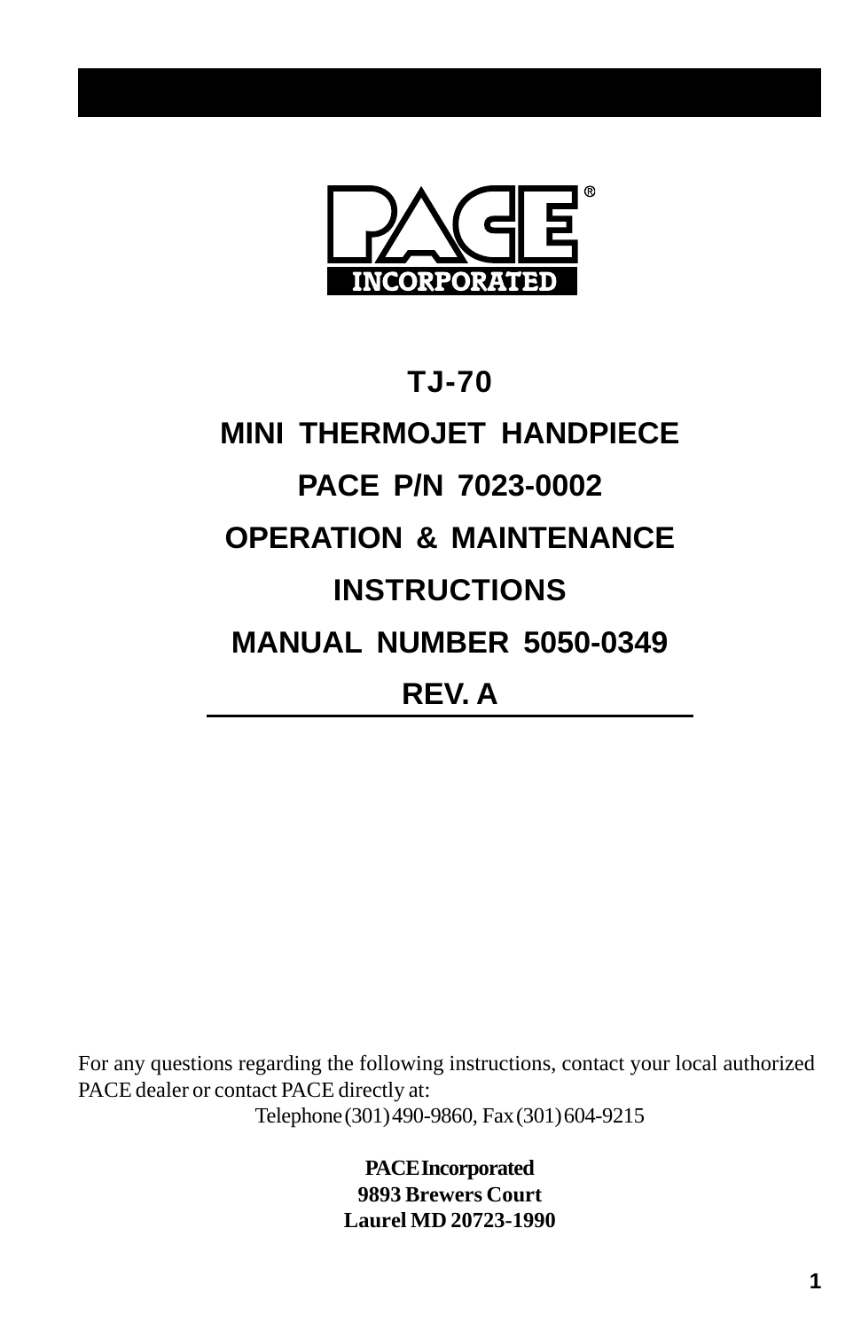PACE INCORPORATED

# TJ-70

# MINI THERMOJET HANDPIECE

# PACE P/N 7023-0002

# OPERATION & MAINTENANCE INSTRUCTIONS

# MANUAL NUMBER 5050-0349

# REV. A

For any questions regarding the following instructions, contact your local authorized PACE dealer or contact PACE directly at:

Telephone (301) 490-9860, Fax (301) 604-9215

**PACE Incorporated**
**9893 Brewers Court**
**Laurel MD 20723-1990**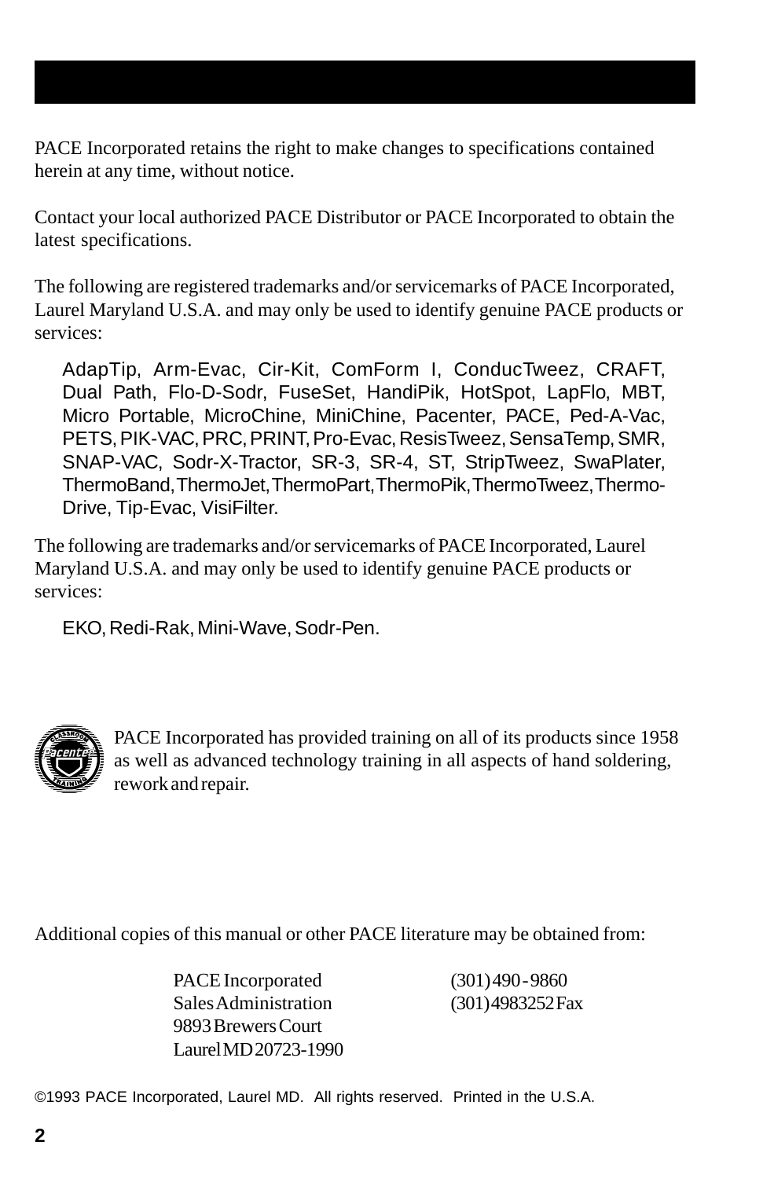PACE Incorporated retains the right to make changes to specifications contained herein at any time, without notice.

Contact your local authorized PACE Distributor or PACE Incorporated to obtain the latest specifications.

The following are registered trademarks and/or servicemarks of PACE Incorporated, Laurel Maryland U.S.A. and may only be used to identify genuine PACE products or services:

> AdapTip, Arm-Evac, Cir-Kit, ComForm I, ConducTweez, CRAFT, Dual Path, Flo-D-Sodr, FuseSet, HandiPik, HotSpot, LapFlo, MBT, Micro Portable, MicroChine, MiniChine, Pacenter, PACE, Ped-A-Vac, PETS, PIK-VAC, PRC, PRINT, Pro-Evac, ResisTweez, SensaTemp, SMR, SNAP-VAC, Sodr-X-Tractor, SR-3, SR-4, ST, StripTweez, SwaPlater, ThermoBand, ThermoJet, ThermoPart, ThermoPik, ThermoTweez, Thermo-Drive, Tip-Evac, VisiFilter.

The following are trademarks and/or servicemarks of PACE Incorporated, Laurel Maryland U.S.A. and may only be used to identify genuine PACE products or services:

> EKO, Redi-Rak, Mini-Wave, Sodr-Pen.

PACE Incorporated has provided training on all of its products since 1958 as well as advanced technology training in all aspects of hand soldering, rework and repair.

Additional copies of this manual or other PACE literature may be obtained from:

PACE Incorporated
Sales Administration
9893 Brewers Court
Laurel MD 20723-1990

(301) 490 - 9860
(301) 4983252 Fax

©1993 PACE Incorporated, Laurel MD. All rights reserved. Printed in the U.S.A.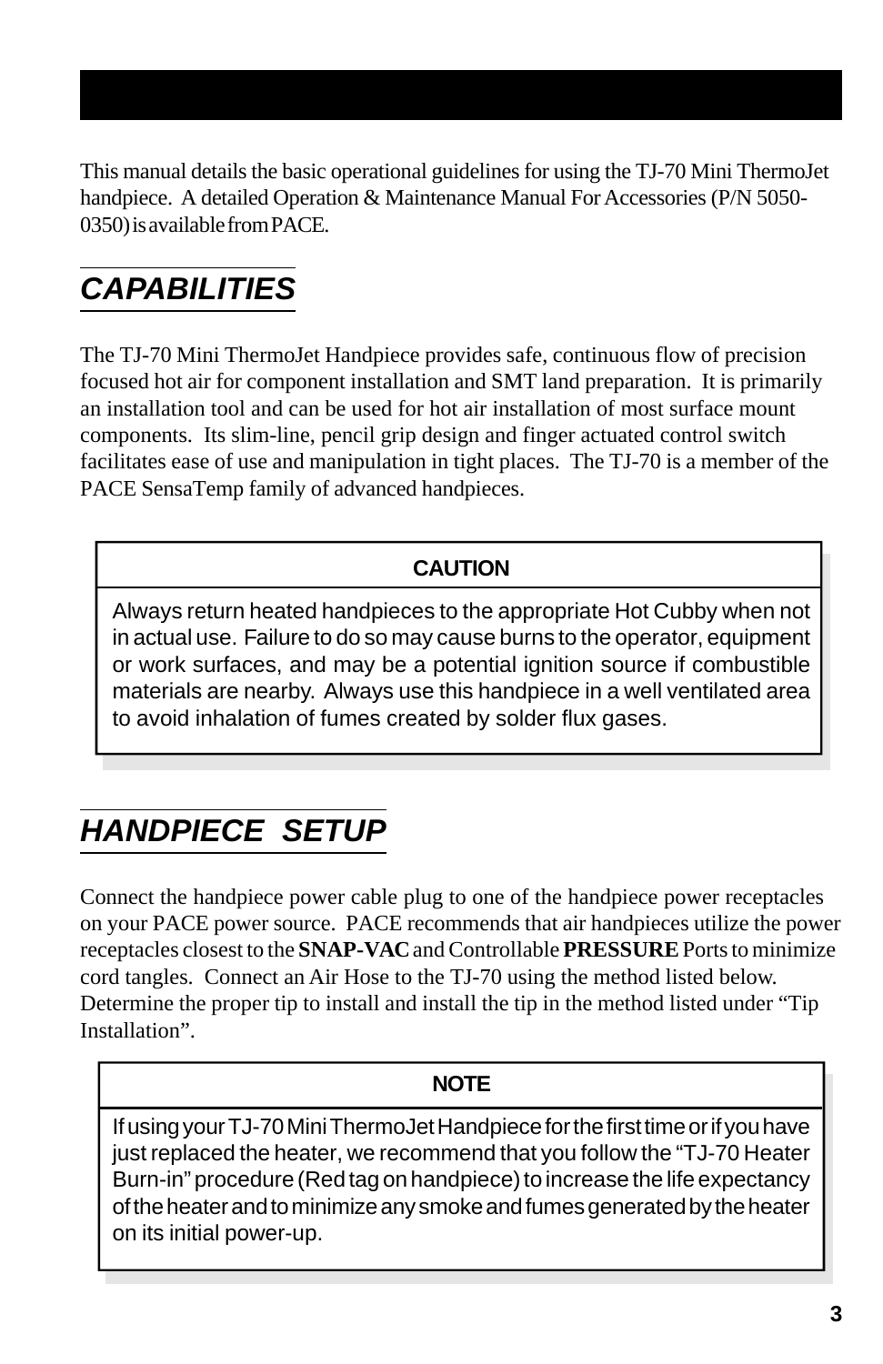This manual details the basic operational guidelines for using the TJ-70 Mini ThermoJet handpiece. A detailed Operation & Maintenance Manual For Accessories (P/N 5050-0350) is available from PACE.

## *CAPABILITIES*

The TJ-70 Mini ThermoJet Handpiece provides safe, continuous flow of precision focused hot air for component installation and SMT land preparation. It is primarily an installation tool and can be used for hot air installation of most surface mount components. Its slim-line, pencil grip design and finger actuated control switch facilitates ease of use and manipulation in tight places. The TJ-70 is a member of the PACE SensaTemp family of advanced handpieces.

> **CAUTION**
>
> Always return heated handpieces to the appropriate Hot Cubby when not in actual use. Failure to do so may cause burns to the operator, equipment or work surfaces, and may be a potential ignition source if combustible materials are nearby. Always use this handpiece in a well ventilated area to avoid inhalation of fumes created by solder flux gases.

## *HANDPIECE SETUP*

Connect the handpiece power cable plug to one of the handpiece power receptacles on your PACE power source. PACE recommends that air handpieces utilize the power receptacles closest to the **SNAP-VAC** and Controllable **PRESSURE** Ports to minimize cord tangles. Connect an Air Hose to the TJ-70 using the method listed below. Determine the proper tip to install and install the tip in the method listed under "Tip Installation".

> **NOTE**
>
> If using your TJ-70 Mini ThermoJet Handpiece for the first time or if you have just replaced the heater, we recommend that you follow the "TJ-70 Heater Burn-in" procedure (Red tag on handpiece) to increase the life expectancy of the heater and to minimize any smoke and fumes generated by the heater on its initial power-up.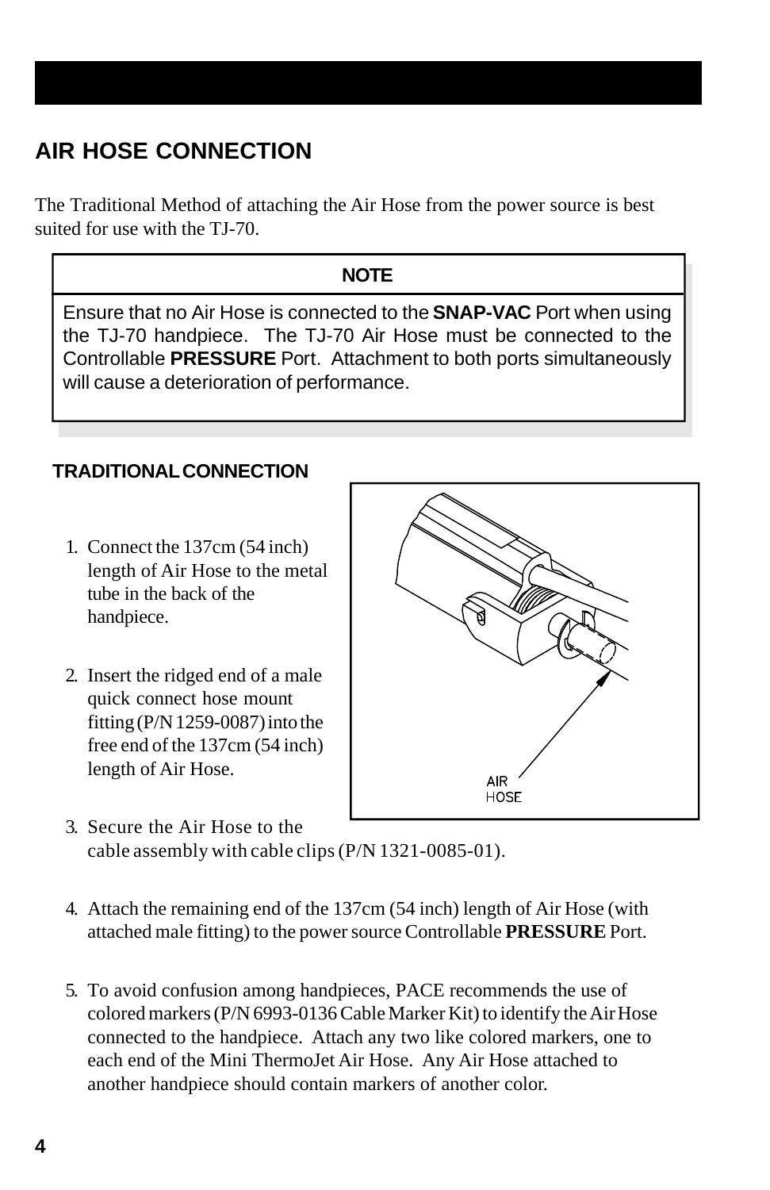## AIR HOSE CONNECTION

The Traditional Method of attaching the Air Hose from the power source is best suited for use with the TJ-70.

| NOTE |
| --- |
| Ensure that no Air Hose is connected to the **SNAP-VAC** Port when using the TJ-70 handpiece. The TJ-70 Air Hose must be connected to the Controllable **PRESSURE** Port. Attachment to both ports simultaneously will cause a deterioration of performance. |

### TRADITIONAL CONNECTION

1. Connect the 137cm (54 inch) length of Air Hose to the metal tube in the back of the handpiece.

2. Insert the ridged end of a male quick connect hose mount fitting (P/N 1259-0087) into the free end of the 137cm (54 inch) length of Air Hose.

3. Secure the Air Hose to the cable assembly with cable clips (P/N 1321-0085-01).

4. Attach the remaining end of the 137cm (54 inch) length of Air Hose (with attached male fitting) to the power source Controllable **PRESSURE** Port.

5. To avoid confusion among handpieces, PACE recommends the use of colored markers (P/N 6993-0136 Cable Marker Kit) to identify the Air Hose connected to the handpiece. Attach any two like colored markers, one to each end of the Mini ThermoJet Air Hose. Any Air Hose attached to another handpiece should contain markers of another color.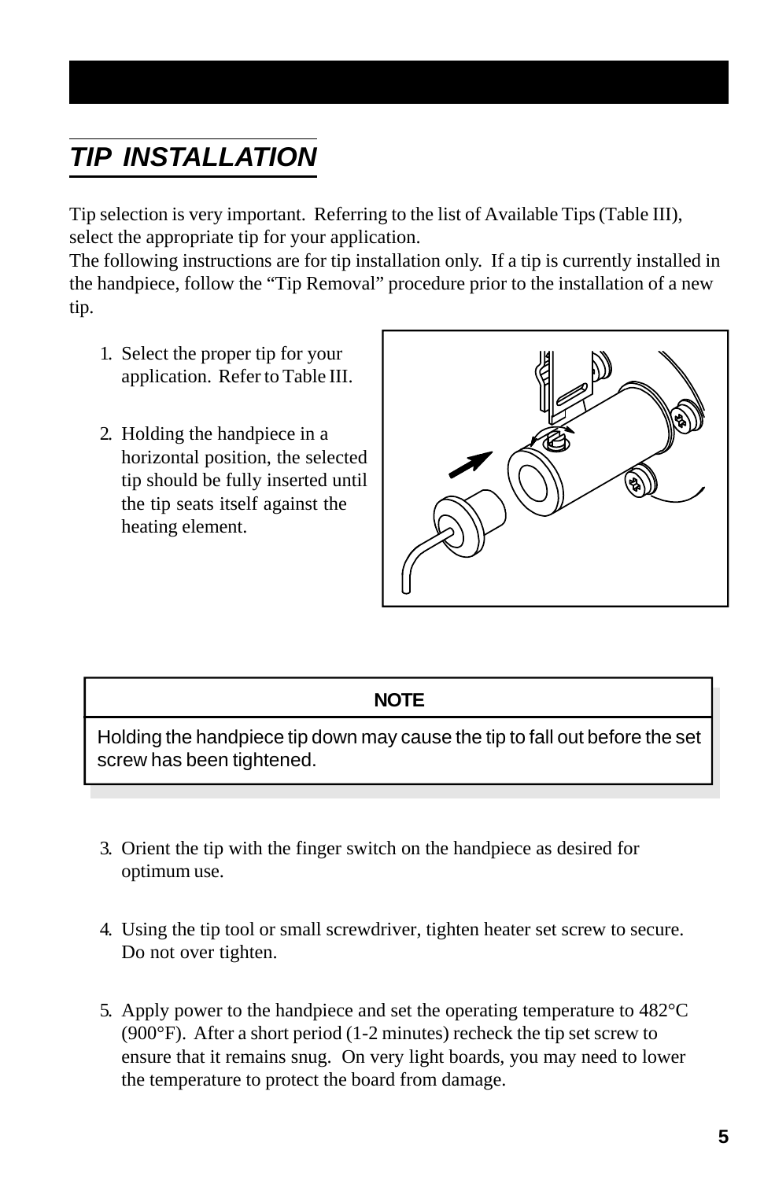## *TIP INSTALLATION*

Tip selection is very important. Referring to the list of Available Tips (Table III), select the appropriate tip for your application.
The following instructions are for tip installation only. If a tip is currently installed in the handpiece, follow the "Tip Removal" procedure prior to the installation of a new tip.

1. Select the proper tip for your application. Refer to Table III.

2. Holding the handpiece in a horizontal position, the selected tip should be fully inserted until the tip seats itself against the heating element.

| NOTE |
|---|
| Holding the handpiece tip down may cause the tip to fall out before the set screw has been tightened. |

3. Orient the tip with the finger switch on the handpiece as desired for optimum use.

4. Using the tip tool or small screwdriver, tighten heater set screw to secure. Do not over tighten.

5. Apply power to the handpiece and set the operating temperature to 482°C (900°F). After a short period (1-2 minutes) recheck the tip set screw to ensure that it remains snug. On very light boards, you may need to lower the temperature to protect the board from damage.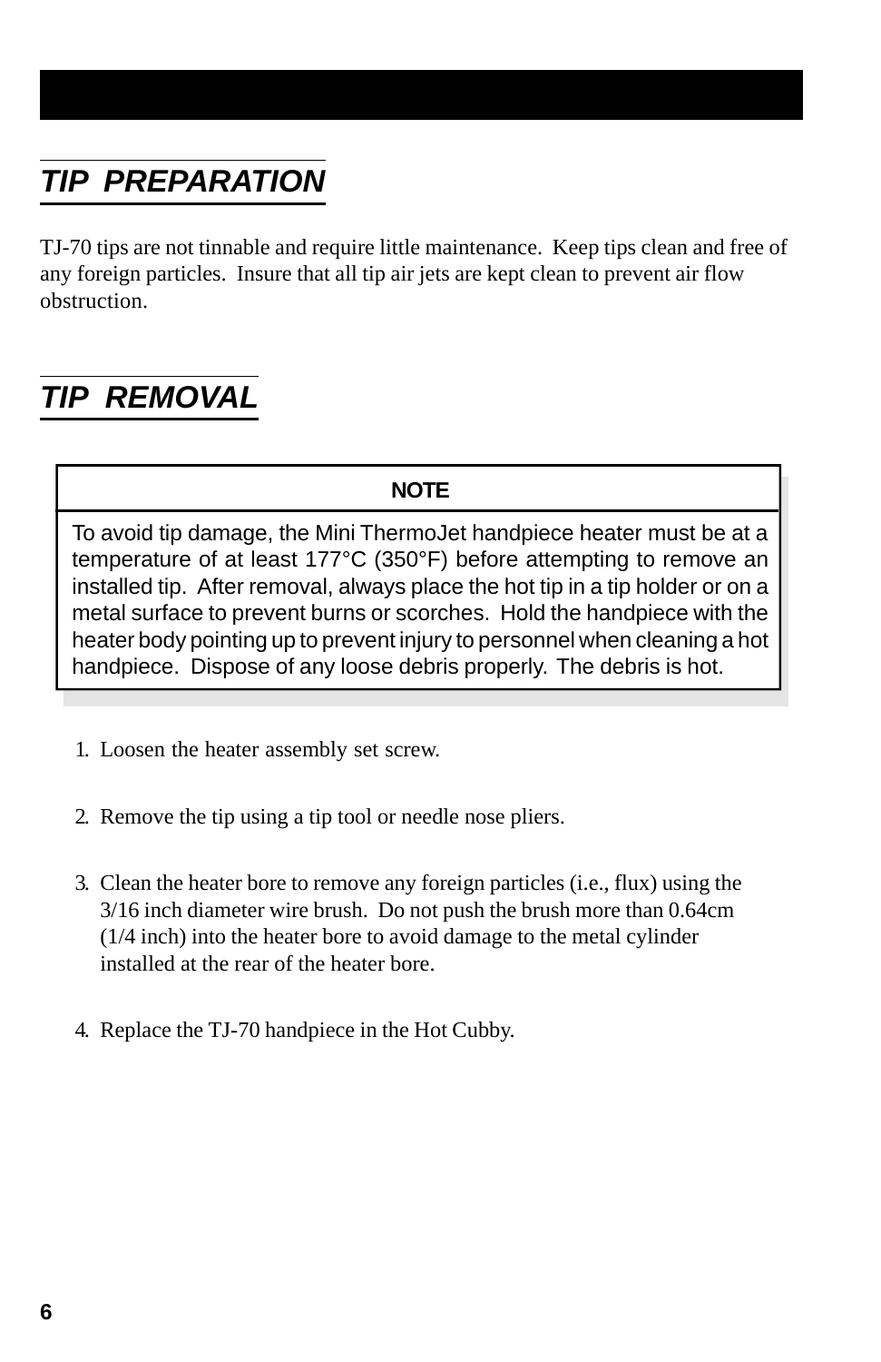## *TIP PREPARATION*

TJ-70 tips are not tinnable and require little maintenance. Keep tips clean and free of any foreign particles. Insure that all tip air jets are kept clean to prevent air flow obstruction.

## *TIP REMOVAL*

> **NOTE**
>
> To avoid tip damage, the Mini ThermoJet handpiece heater must be at a temperature of at least 177°C (350°F) before attempting to remove an installed tip. After removal, always place the hot tip in a tip holder or on a metal surface to prevent burns or scorches. Hold the handpiece with the heater body pointing up to prevent injury to personnel when cleaning a hot handpiece. Dispose of any loose debris properly. The debris is hot.

1. Loosen the heater assembly set screw.
2. Remove the tip using a tip tool or needle nose pliers.
3. Clean the heater bore to remove any foreign particles (i.e., flux) using the 3/16 inch diameter wire brush. Do not push the brush more than 0.64cm (1/4 inch) into the heater bore to avoid damage to the metal cylinder installed at the rear of the heater bore.
4. Replace the TJ-70 handpiece in the Hot Cubby.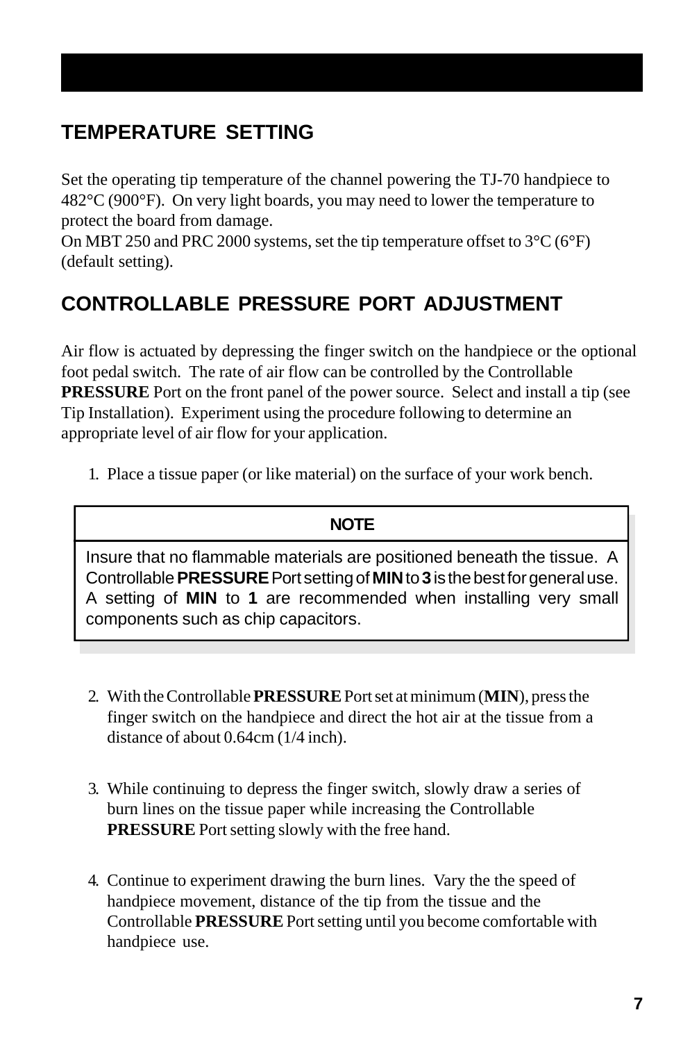## TEMPERATURE SETTING

Set the operating tip temperature of the channel powering the TJ-70 handpiece to 482°C (900°F). On very light boards, you may need to lower the temperature to protect the board from damage.
On MBT 250 and PRC 2000 systems, set the tip temperature offset to 3°C (6°F) (default setting).

## CONTROLLABLE PRESSURE PORT ADJUSTMENT

Air flow is actuated by depressing the finger switch on the handpiece or the optional foot pedal switch. The rate of air flow can be controlled by the Controllable **PRESSURE** Port on the front panel of the power source. Select and install a tip (see Tip Installation). Experiment using the procedure following to determine an appropriate level of air flow for your application.

1. Place a tissue paper (or like material) on the surface of your work bench.

> **NOTE**
>
> Insure that no flammable materials are positioned beneath the tissue. A Controllable **PRESSURE** Port setting of **MIN** to **3** is the best for general use. A setting of **MIN** to **1** are recommended when installing very small components such as chip capacitors.

2. With the Controllable **PRESSURE** Port set at minimum (**MIN**), press the finger switch on the handpiece and direct the hot air at the tissue from a distance of about 0.64cm (1/4 inch).

3. While continuing to depress the finger switch, slowly draw a series of burn lines on the tissue paper while increasing the Controllable **PRESSURE** Port setting slowly with the free hand.

4. Continue to experiment drawing the burn lines. Vary the the speed of handpiece movement, distance of the tip from the tissue and the Controllable **PRESSURE** Port setting until you become comfortable with handpiece use.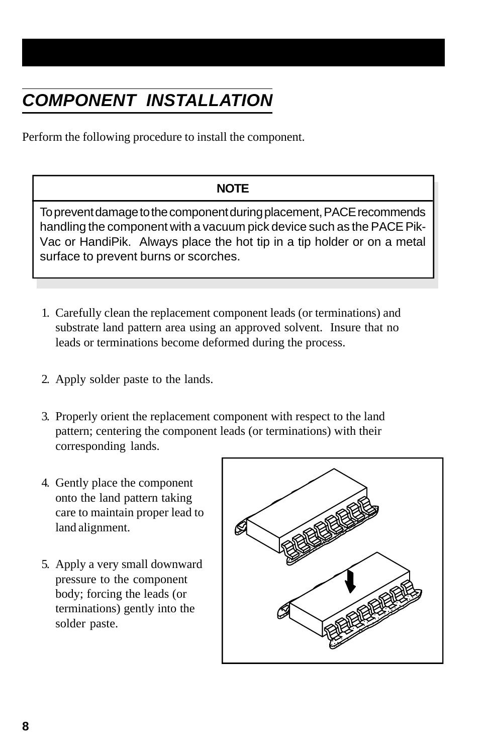## *COMPONENT INSTALLATION*

Perform the following procedure to install the component.

> **NOTE**
>
> To prevent damage to the component during placement, PACE recommends handling the component with a vacuum pick device such as the PACE Pik-Vac or HandiPik. Always place the hot tip in a tip holder or on a metal surface to prevent burns or scorches.

1. Carefully clean the replacement component leads (or terminations) and substrate land pattern area using an approved solvent. Insure that no leads or terminations become deformed during the process.

2. Apply solder paste to the lands.

3. Properly orient the replacement component with respect to the land pattern; centering the component leads (or terminations) with their corresponding lands.

4. Gently place the component onto the land pattern taking care to maintain proper lead to land alignment.

5. Apply a very small downward pressure to the component body; forcing the leads (or terminations) gently into the solder paste.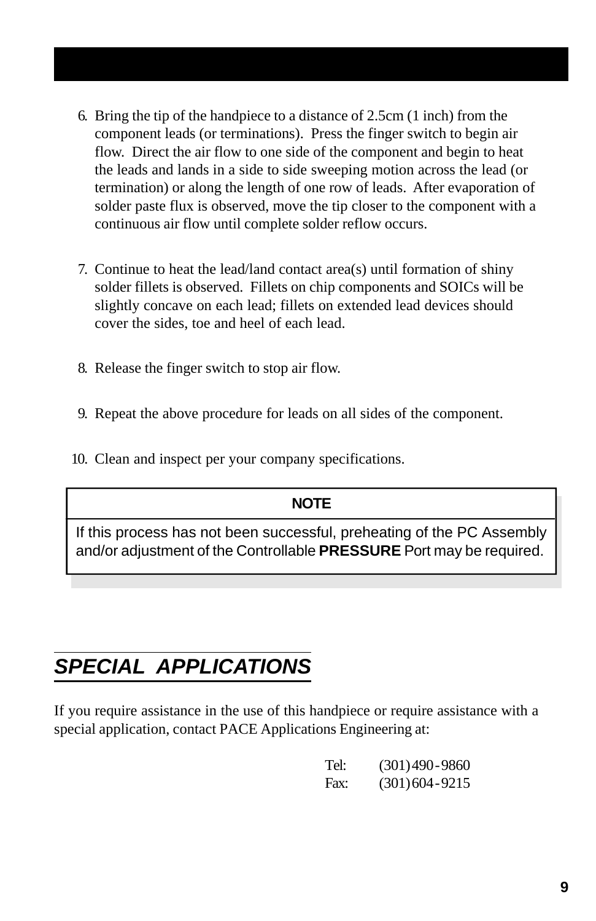6. Bring the tip of the handpiece to a distance of 2.5cm (1 inch) from the component leads (or terminations). Press the finger switch to begin air flow. Direct the air flow to one side of the component and begin to heat the leads and lands in a side to side sweeping motion across the lead (or termination) or along the length of one row of leads. After evaporation of solder paste flux is observed, move the tip closer to the component with a continuous air flow until complete solder reflow occurs.

7. Continue to heat the lead/land contact area(s) until formation of shiny solder fillets is observed. Fillets on chip components and SOICs will be slightly concave on each lead; fillets on extended lead devices should cover the sides, toe and heel of each lead.

8. Release the finger switch to stop air flow.

9. Repeat the above procedure for leads on all sides of the component.

10. Clean and inspect per your company specifications.

| NOTE |
| --- |
| If this process has not been successful, preheating of the PC Assembly and/or adjustment of the Controllable **PRESSURE** Port may be required. |

## *SPECIAL APPLICATIONS*

If you require assistance in the use of this handpiece or require assistance with a special application, contact PACE Applications Engineering at:

Tel: (301) 490-9860
Fax: (301) 604-9215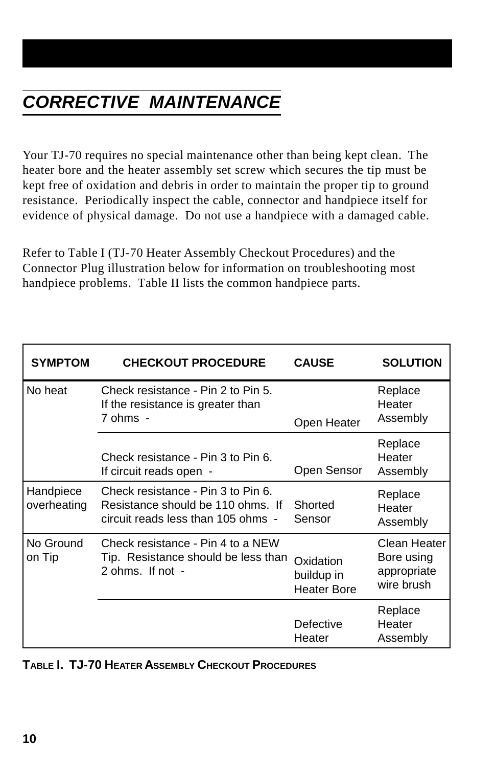## *CORRECTIVE MAINTENANCE*

Your TJ-70 requires no special maintenance other than being kept clean. The heater bore and the heater assembly set screw which secures the tip must be kept free of oxidation and debris in order to maintain the proper tip to ground resistance. Periodically inspect the cable, connector and handpiece itself for evidence of physical damage. Do not use a handpiece with a damaged cable.

Refer to Table I (TJ-70 Heater Assembly Checkout Procedures) and the Connector Plug illustration below for information on troubleshooting most handpiece problems. Table II lists the common handpiece parts.

| SYMPTOM | CHECKOUT PROCEDURE | CAUSE | SOLUTION |
|---|---|---|---|
| No heat | Check resistance - Pin 2 to Pin 5. If the resistance is greater than 7 ohms - | Open Heater | Replace Heater Assembly |
| | Check resistance - Pin 3 to Pin 6. If circuit reads open - | Open Sensor | Replace Heater Assembly |
| Handpiece overheating | Check resistance - Pin 3 to Pin 6. Resistance should be 110 ohms. If circuit reads less than 105 ohms - | Shorted Sensor | Replace Heater Assembly |
| No Ground on Tip | Check resistance - Pin 4 to a NEW Tip. Resistance should be less than 2 ohms. If not - | Oxidation buildup in Heater Bore | Clean Heater Bore using appropriate wire brush |
| | | Defective Heater | Replace Heater Assembly |

**TABLE I. TJ-70 HEATER ASSEMBLY CHECKOUT PROCEDURES**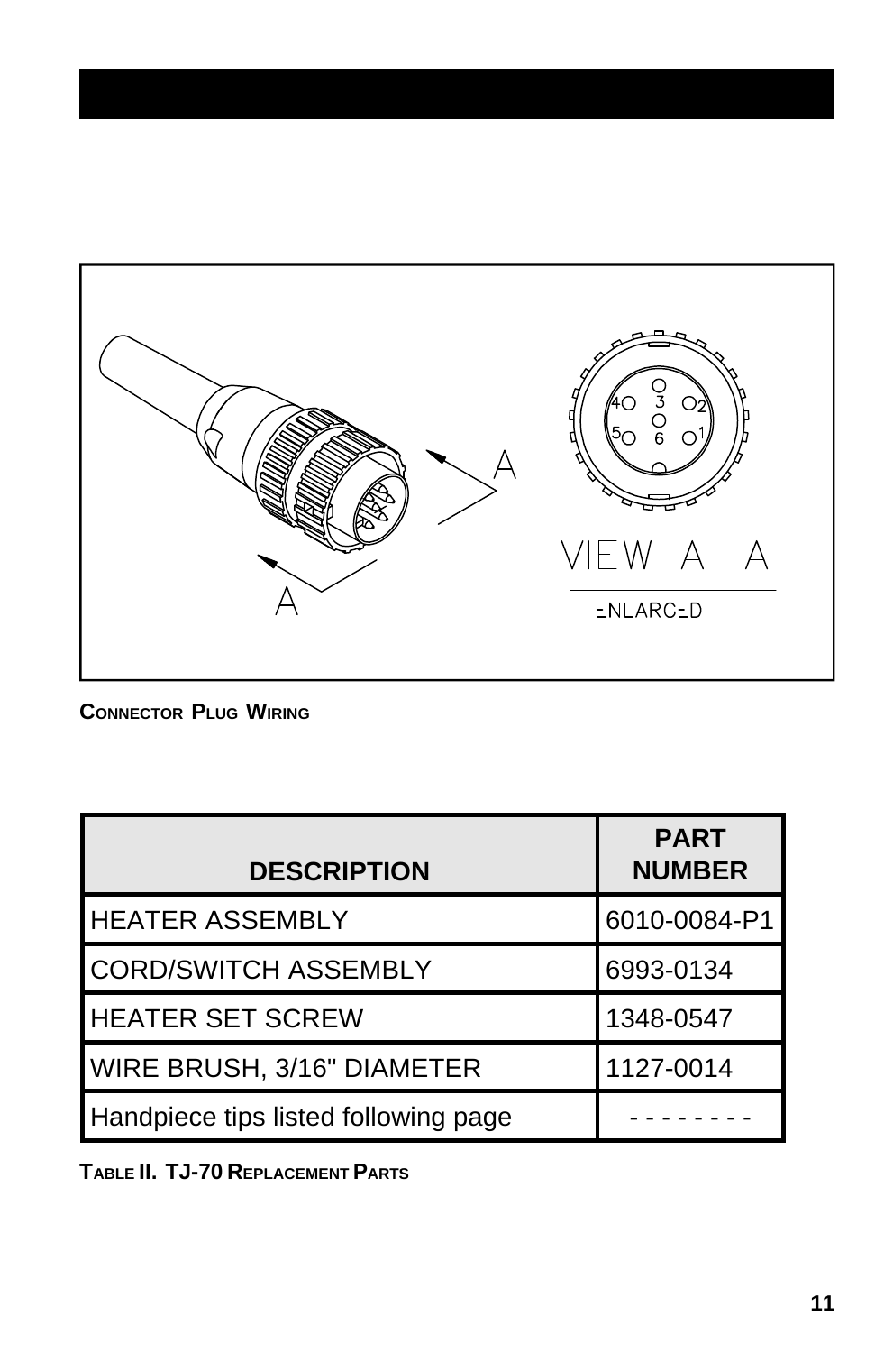**CONNECTOR PLUG WIRING**

| DESCRIPTION | PART NUMBER |
| --- | --- |
| HEATER ASSEMBLY | 6010-0084-P1 |
| CORD/SWITCH ASSEMBLY | 6993-0134 |
| HEATER SET SCREW | 1348-0547 |
| WIRE BRUSH, 3/16" DIAMETER | 1127-0014 |
| Handpiece tips listed following page | - - - - - - - - |

**TABLE II. TJ-70 REPLACEMENT PARTS**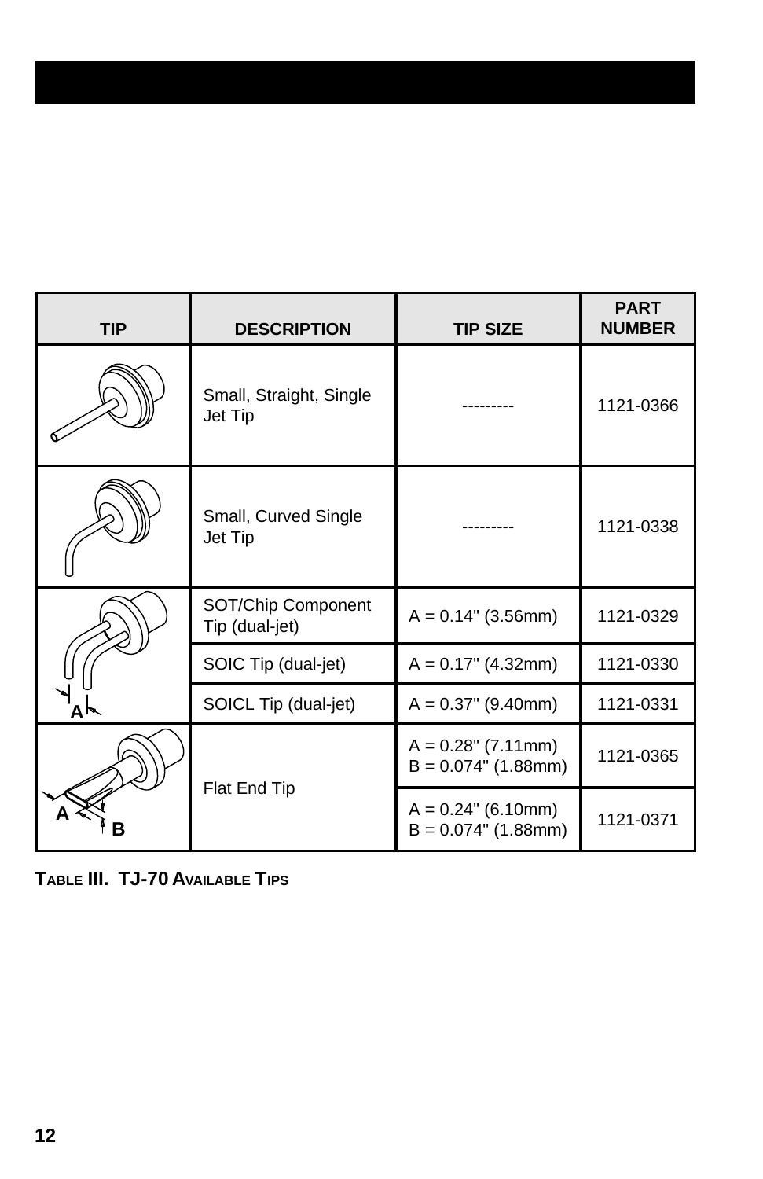| TIP | DESCRIPTION | TIP SIZE | PART NUMBER |
|---|---|---|---|
| | Small, Straight, Single Jet Tip | --------- | 1121-0366 |
| | Small, Curved Single Jet Tip | --------- | 1121-0338 |
| A | SOT/Chip Component Tip (dual-jet) | A = 0.14" (3.56mm) | 1121-0329 |
| | SOIC Tip (dual-jet) | A = 0.17" (4.32mm) | 1121-0330 |
| | SOICL Tip (dual-jet) | A = 0.37" (9.40mm) | 1121-0331 |
| A B | Flat End Tip | A = 0.28" (7.11mm) B = 0.074" (1.88mm) | 1121-0365 |
| | | A = 0.24" (6.10mm) B = 0.074" (1.88mm) | 1121-0371 |

**TABLE III. TJ-70 AVAILABLE TIPS**